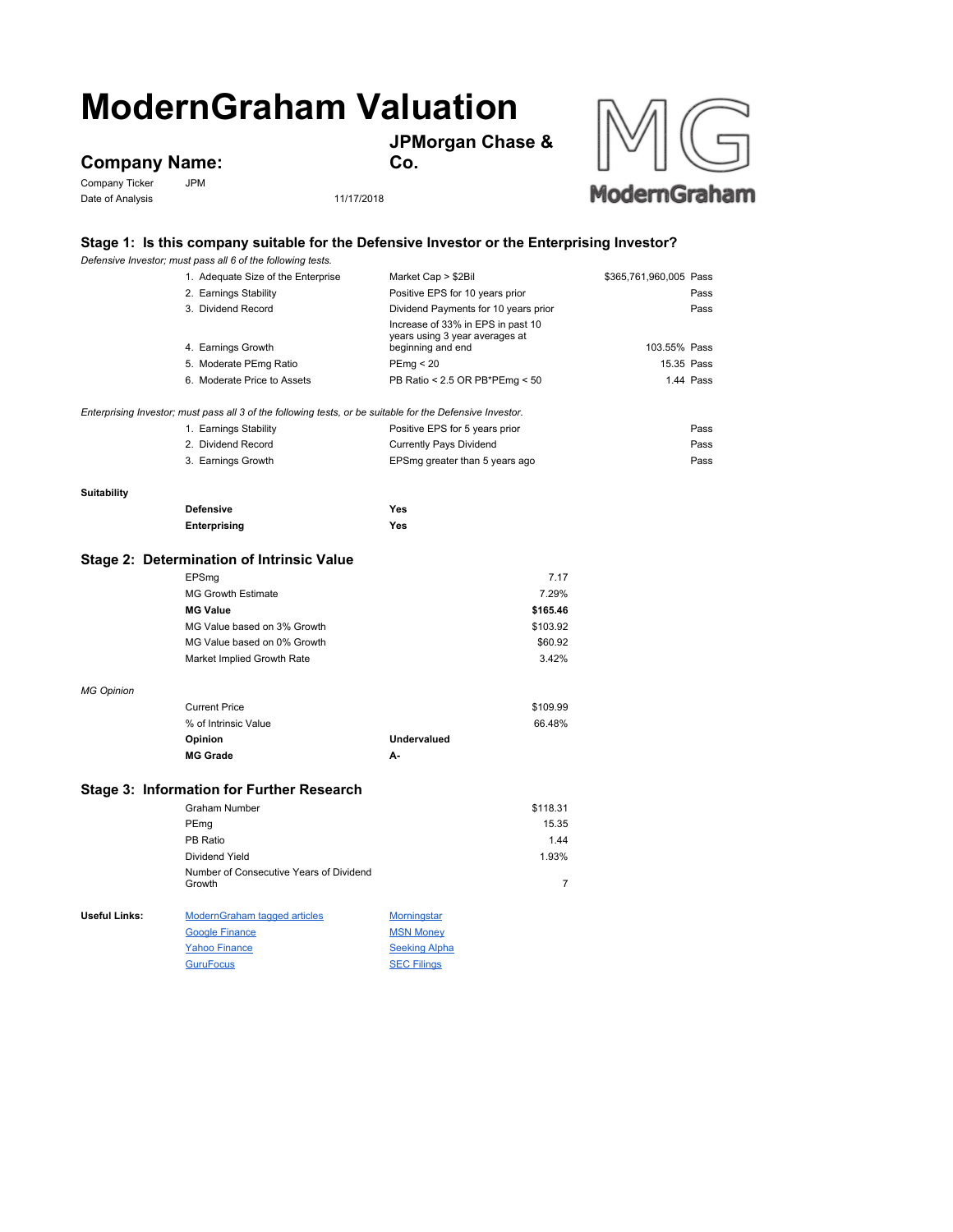# ModernGraham Valuation

## Company Name: JPMorgan Chase & Co.

Company Ticker: JPM

Date of Analysis: 11/17/2018

### Stage 1: Is this company suitable for the Defensive Investor or the Enterprising Investor?

*Defensive Investor; must pass all 6 of the following tests.*

| Test | Criteria | Value | Result |
|---|---|---|---|
| 1. Adequate Size of the Enterprise | Market Cap > $2Bil | $365,761,960,005 | Pass |
| 2. Earnings Stability | Positive EPS for 10 years prior | | Pass |
| 3. Dividend Record | Dividend Payments for 10 years prior | | Pass |
| 4. Earnings Growth | Increase of 33% in EPS in past 10 years using 3 year averages at beginning and end | 103.55% | Pass |
| 5. Moderate PEmg Ratio | PEmg < 20 | 15.35 | Pass |
| 6. Moderate Price to Assets | PB Ratio < 2.5 OR PB*PEmg < 50 | 1.44 | Pass |

*Enterprising Investor; must pass all 3 of the following tests, or be suitable for the Defensive Investor.*

| Test | Criteria | Result |
|---|---|---|
| 1. Earnings Stability | Positive EPS for 5 years prior | Pass |
| 2. Dividend Record | Currently Pays Dividend | Pass |
| 3. Earnings Growth | EPSmg greater than 5 years ago | Pass |

**Suitability**

| | |
|---|---|
| **Defensive** | **Yes** |
| **Enterprising** | **Yes** |

### Stage 2: Determination of Intrinsic Value

| | |
|---|---|
| EPSmg | 7.17 |
| MG Growth Estimate | 7.29% |
| **MG Value** | **$165.46** |
| MG Value based on 3% Growth | $103.92 |
| MG Value based on 0% Growth | $60.92 |
| Market Implied Growth Rate | 3.42% |

*MG Opinion*

| | |
|---|---|
| Current Price | $109.99 |
| % of Intrinsic Value | 66.48% |
| **Opinion** | **Undervalued** |
| **MG Grade** | **A-** |

### Stage 3: Information for Further Research

| | |
|---|---|
| Graham Number | $118.31 |
| PEmg | 15.35 |
| PB Ratio | 1.44 |
| Dividend Yield | 1.93% |
| Number of Consecutive Years of Dividend Growth | 7 |

**Useful Links:**

- ModernGraham tagged articles
- Google Finance
- Yahoo Finance
- GuruFocus
- Morningstar
- MSN Money
- Seeking Alpha
- SEC Filings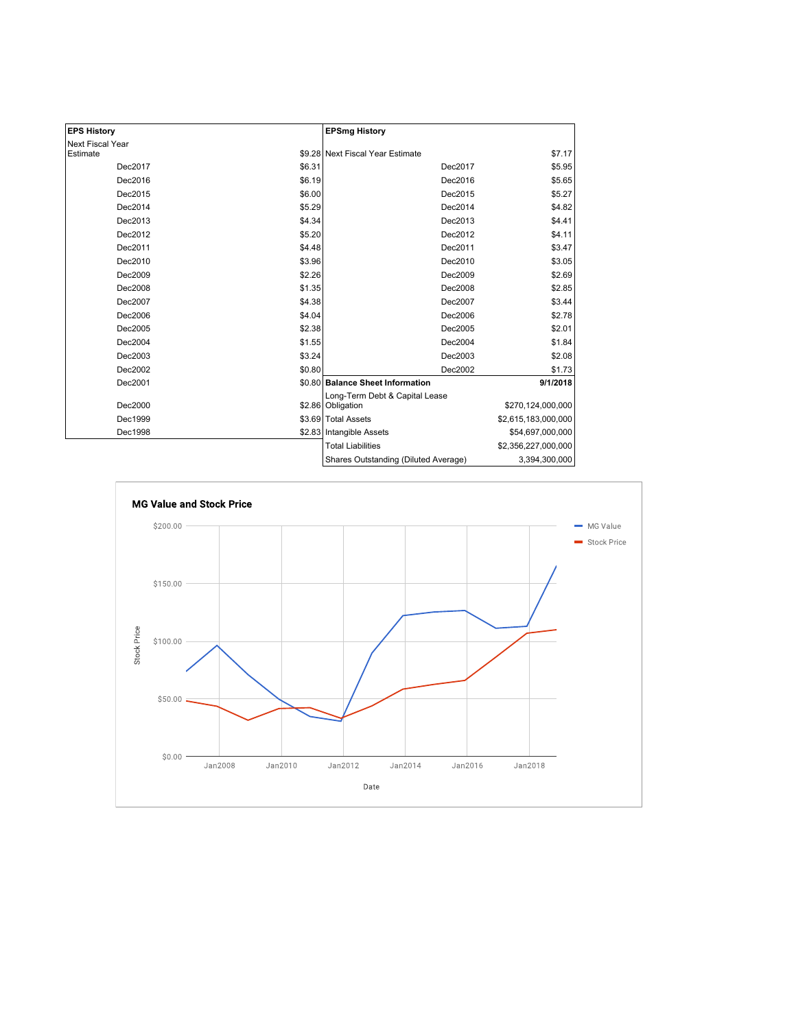| EPS History | |
|---|---|
| Next Fiscal Year Estimate | $9.28 |
| Dec2017 | $6.31 |
| Dec2016 | $6.19 |
| Dec2015 | $6.00 |
| Dec2014 | $5.29 |
| Dec2013 | $4.34 |
| Dec2012 | $5.20 |
| Dec2011 | $4.48 |
| Dec2010 | $3.96 |
| Dec2009 | $2.26 |
| Dec2008 | $1.35 |
| Dec2007 | $4.38 |
| Dec2006 | $4.04 |
| Dec2005 | $2.38 |
| Dec2004 | $1.55 |
| Dec2003 | $3.24 |
| Dec2002 | $0.80 |
| Dec2001 | $0.80 |
| Dec2000 | $2.86 |
| Dec1999 | $3.69 |
| Dec1998 | $2.83 |

| EPSmg History | |
|---|---|
| Next Fiscal Year Estimate | $7.17 |
| Dec2017 | $5.95 |
| Dec2016 | $5.65 |
| Dec2015 | $5.27 |
| Dec2014 | $4.82 |
| Dec2013 | $4.41 |
| Dec2012 | $4.11 |
| Dec2011 | $3.47 |
| Dec2010 | $3.05 |
| Dec2009 | $2.69 |
| Dec2008 | $2.85 |
| Dec2007 | $3.44 |
| Dec2006 | $2.78 |
| Dec2005 | $2.01 |
| Dec2004 | $1.84 |
| Dec2003 | $2.08 |
| Dec2002 | $1.73 |

| Balance Sheet Information | 9/1/2018 |
|---|---|
| Long-Term Debt & Capital Lease Obligation | $270,124,000,000 |
| Total Assets | $2,615,183,000,000 |
| Intangible Assets | $54,697,000,000 |
| Total Liabilities | $2,356,227,000,000 |
| Shares Outstanding (Diluted Average) | 3,394,300,000 |

**MG Value and Stock Price**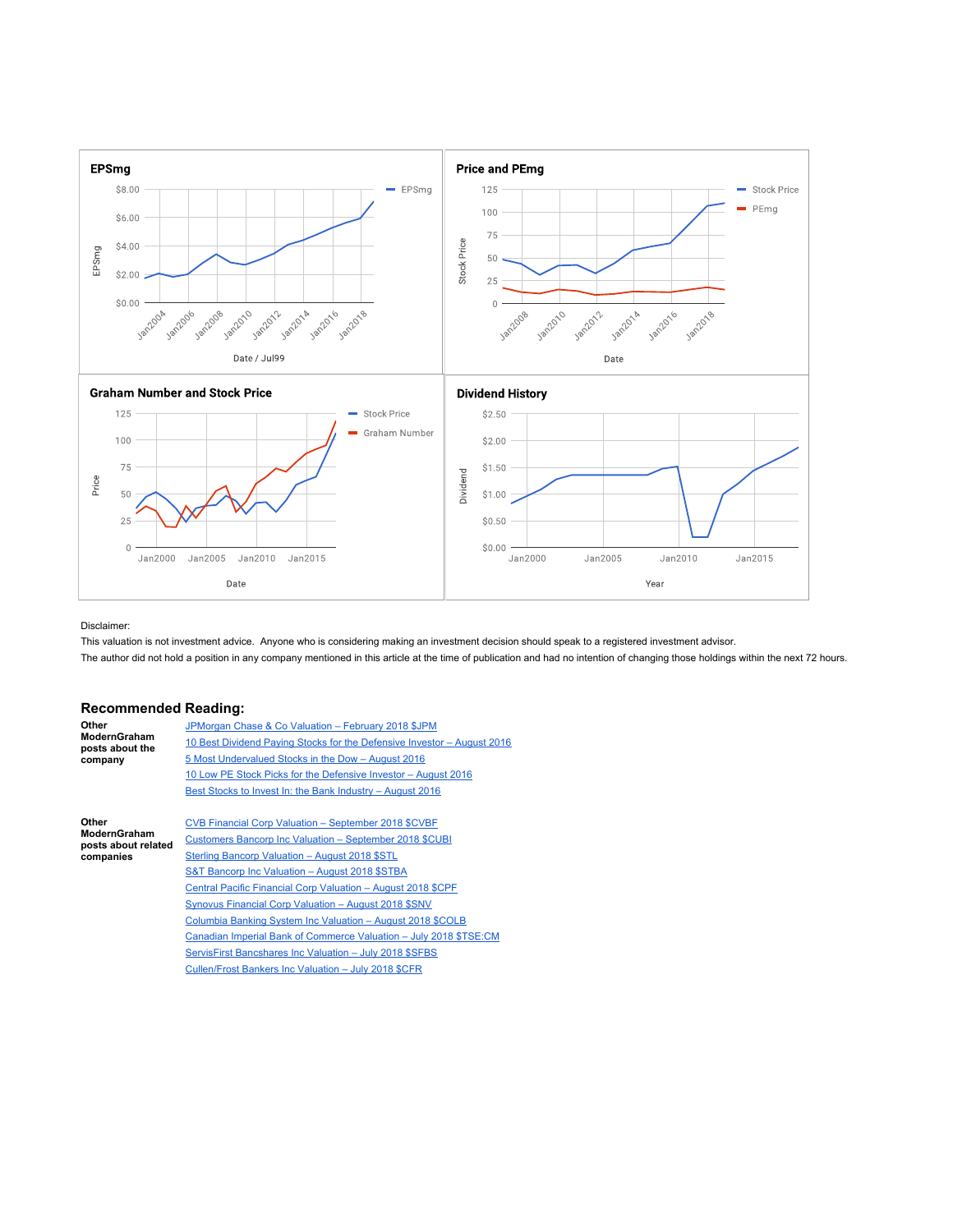**EPSmg**

$8.00
$6.00
$4.00
$2.00
$0.00

EPSmg

Jan2004 Jan2006 Jan2008 Jan2010 Jan2012 Jan2014 Jan2016 Jan2018

Date / Jul99

**Price and PEmg**

125
100
75
50
25
0

Stock Price

Stock Price
PEmg

Jan2008 Jan2010 Jan2012 Jan2014 Jan2016 Jan2018

Date

**Graham Number and Stock Price**

125
100
75
50
25
0

Price

Stock Price
Graham Number

Jan2000 Jan2005 Jan2010 Jan2015

Date

**Dividend History**

$2.50
$2.00
$1.50
$1.00
$0.50
$0.00

Dividend

Jan2000 Jan2005 Jan2010 Jan2015

Year

Disclaimer:

This valuation is not investment advice. Anyone who is considering making an investment decision should speak to a registered investment advisor.

The author did not hold a position in any company mentioned in this article at the time of publication and had no intention of changing those holdings within the next 72 hours.

## Recommended Reading:

**Other ModernGraham posts about the company**

- JPMorgan Chase & Co Valuation – February 2018 $JPM
- 10 Best Dividend Paying Stocks for the Defensive Investor – August 2016
- 5 Most Undervalued Stocks in the Dow – August 2016
- 10 Low PE Stock Picks for the Defensive Investor – August 2016
- Best Stocks to Invest In: the Bank Industry – August 2016

**Other ModernGraham posts about related companies**

- CVB Financial Corp Valuation – September 2018 $CVBF
- Customers Bancorp Inc Valuation – September 2018 $CUBI
- Sterling Bancorp Valuation – August 2018 $STL
- S&T Bancorp Inc Valuation – August 2018 $STBA
- Central Pacific Financial Corp Valuation – August 2018 $CPF
- Synovus Financial Corp Valuation – August 2018 $SNV
- Columbia Banking System Inc Valuation – August 2018 $COLB
- Canadian Imperial Bank of Commerce Valuation – July 2018 $TSE:CM
- ServisFirst Bancshares Inc Valuation – July 2018 $SFBS
- Cullen/Frost Bankers Inc Valuation – July 2018 $CFR